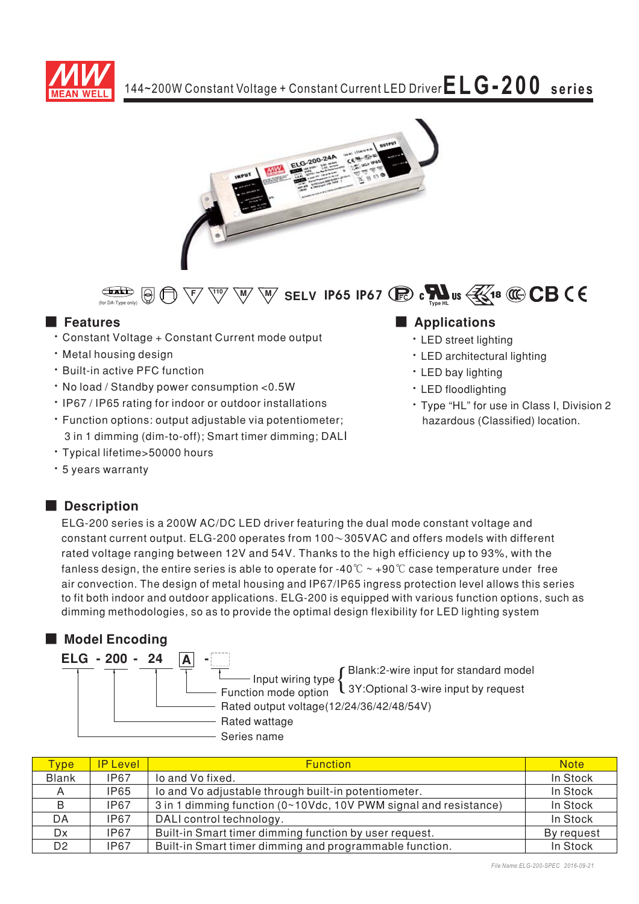# 144~200W Constant Voltage + Constant Current LED Driver **ELG-200 series**

(for DA-Type only) SELV IP65 IP67 Type HL 18 CB

## Features

- Constant Voltage + Constant Current mode output
- Metal housing design
- Built-in active PFC function
- No load / Standby power consumption <0.5W
- IP67 / IP65 rating for indoor or outdoor installations
- Function options: output adjustable via potentiometer; 3 in 1 dimming (dim-to-off); Smart timer dimming; DALI
- Typical lifetime>50000 hours
- 5 years warranty

## Applications

- LED street lighting
- LED architectural lighting
- LED bay lighting
- LED floodlighting
- Type "HL" for use in Class I, Division 2 hazardous (Classified) location.

## Description

ELG-200 series is a 200W AC/DC LED driver featuring the dual mode constant voltage and constant current output. ELG-200 operates from 100～305VAC and offers models with different rated voltage ranging between 12V and 54V. Thanks to the high efficiency up to 93%, with the fanless design, the entire series is able to operate for -40℃ ~ +90℃ case temperature under free air convection. The design of metal housing and IP67/IP65 ingress protection level allows this series to fit both indoor and outdoor applications. ELG-200 is equipped with various function options, such as dimming methodologies, so as to provide the optimal design flexibility for LED lighting system

## Model Encoding

**ELG - 200 - 24 A -**

- Input wiring type: Blank:2-wire input for standard model; 3Y:Optional 3-wire input by request
- Function mode option
- Rated output voltage(12/24/36/42/48/54V)
- Rated wattage
- Series name

| Type | IP Level | Function | Note |
|---|---|---|---|
| Blank | IP67 | Io and Vo fixed. | In Stock |
| A | IP65 | Io and Vo adjustable through built-in potentiometer. | In Stock |
| B | IP67 | 3 in 1 dimming function (0~10Vdc, 10V PWM signal and resistance) | In Stock |
| DA | IP67 | DALI control technology. | In Stock |
| Dx | IP67 | Built-in Smart timer dimming function by user request. | By request |
| D2 | IP67 | Built-in Smart timer dimming and programmable function. | In Stock |

File Name:ELG-200-SPEC 2016-09-21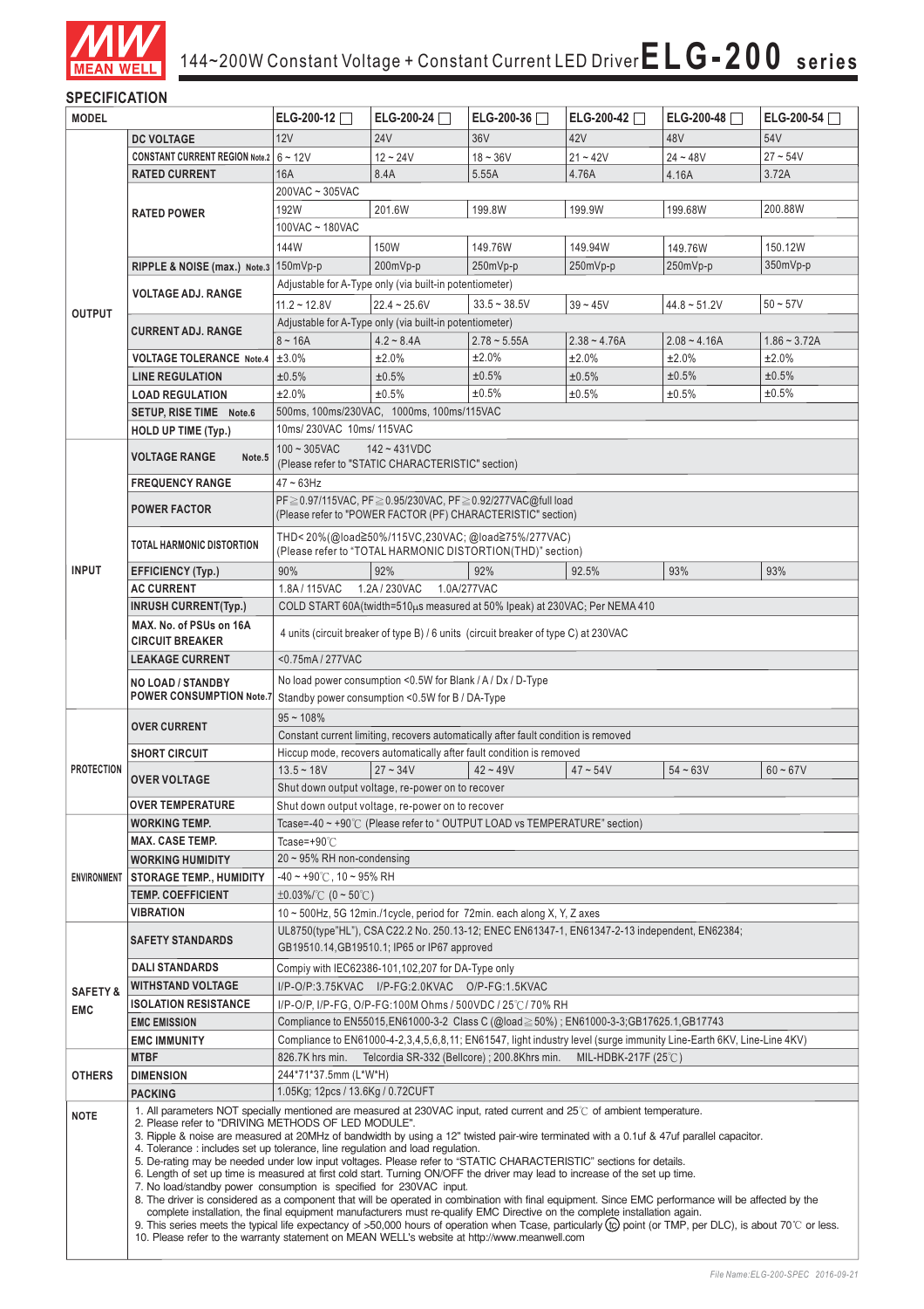# 144~200W Constant Voltage + Constant Current LED Driver **ELG-200 series**

## SPECIFICATION

| MODEL | | ELG-200-12 ☐ | ELG-200-24 ☐ | ELG-200-36 ☐ | ELG-200-42 ☐ | ELG-200-48 ☐ | ELG-200-54 ☐ |
|---|---|---|---|---|---|---|---|
| OUTPUT | DC VOLTAGE | 12V | 24V | 36V | 42V | 48V | 54V |
| | CONSTANT CURRENT REGION Note.2 | 6 ~ 12V | 12 ~ 24V | 18 ~ 36V | 21 ~ 42V | 24 ~ 48V | 27 ~ 54V |
| | RATED CURRENT | 16A | 8.4A | 5.55A | 4.76A | 4.16A | 3.72A |
| | RATED POWER | 200VAC ~ 305VAC | | | | | |
| | | 192W | 201.6W | 199.8W | 199.9W | 199.68W | 200.88W |
| | | 100VAC ~ 180VAC | | | | | |
| | | 144W | 150W | 149.76W | 149.94W | 149.76W | 150.12W |
| | RIPPLE & NOISE (max.) Note.3 | 150mVp-p | 200mVp-p | 250mVp-p | 250mVp-p | 250mVp-p | 350mVp-p |
| | VOLTAGE ADJ. RANGE | Adjustable for A-Type only (via built-in potentiometer) | | | | | |
| | | 11.2 ~ 12.8V | 22.4 ~ 25.6V | 33.5 ~ 38.5V | 39 ~ 45V | 44.8 ~ 51.2V | 50 ~ 57V |
| | CURRENT ADJ. RANGE | Adjustable for A-Type only (via built-in potentiometer) | | | | | |
| | | 8 ~ 16A | 4.2 ~ 8.4A | 2.78 ~ 5.55A | 2.38 ~ 4.76A | 2.08 ~ 4.16A | 1.86 ~ 3.72A |
| | VOLTAGE TOLERANCE Note.4 | ±3.0% | ±2.0% | ±2.0% | ±2.0% | ±2.0% | ±2.0% |
| | LINE REGULATION | ±0.5% | ±0.5% | ±0.5% | ±0.5% | ±0.5% | ±0.5% |
| | LOAD REGULATION | ±2.0% | ±0.5% | ±0.5% | ±0.5% | ±0.5% | ±0.5% |
| | SETUP, RISE TIME Note.6 | 500ms, 100ms/230VAC, 1000ms, 100ms/115VAC | | | | | |
| | HOLD UP TIME (Typ.) | 10ms/ 230VAC 10ms/ 115VAC | | | | | |
| INPUT | VOLTAGE RANGE Note.5 | 100 ~ 305VAC 142 ~ 431VDC (Please refer to "STATIC CHARACTERISTIC" section) | | | | | |
| | FREQUENCY RANGE | 47 ~ 63Hz | | | | | |
| | POWER FACTOR | PF≧0.97/115VAC, PF≧0.95/230VAC, PF≧0.92/277VAC@full load (Please refer to "POWER FACTOR (PF) CHARACTERISTIC" section) | | | | | |
| | TOTAL HARMONIC DISTORTION | THD< 20%(@load≧50%/115VC,230VAC; @load≧75%/277VAC) (Please refer to "TOTAL HARMONIC DISTORTION(THD)" section) | | | | | |
| | EFFICIENCY (Typ.) | 90% | 92% | 92% | 92.5% | 93% | 93% |
| | AC CURRENT | 1.8A / 115VAC 1.2A / 230VAC 1.0A/277VAC | | | | | |
| | INRUSH CURRENT(Typ.) | COLD START 60A(twidth=510μs measured at 50% Ipeak) at 230VAC; Per NEMA 410 | | | | | |
| | MAX. No. of PSUs on 16A CIRCUIT BREAKER | 4 units (circuit breaker of type B) / 6 units (circuit breaker of type C) at 230VAC | | | | | |
| | LEAKAGE CURRENT | <0.75mA / 277VAC | | | | | |
| | NO LOAD / STANDBY POWER CONSUMPTION Note.7 | No load power consumption <0.5W for Blank / A / Dx / D-Type; Standby power consumption <0.5W for B / DA-Type | | | | | |
| PROTECTION | OVER CURRENT | 95 ~ 108% | | | | | |
| | | Constant current limiting, recovers automatically after fault condition is removed | | | | | |
| | SHORT CIRCUIT | Hiccup mode, recovers automatically after fault condition is removed | | | | | |
| | OVER VOLTAGE | 13.5 ~ 18V | 27 ~ 34V | 42 ~ 49V | 47 ~ 54V | 54 ~ 63V | 60 ~ 67V |
| | | Shut down output voltage, re-power on to recover | | | | | |
| | OVER TEMPERATURE | Shut down output voltage, re-power on to recover | | | | | |
| ENVIRONMENT | WORKING TEMP. | Tcase=-40 ~ +90℃ (Please refer to " OUTPUT LOAD vs TEMPERATURE" section) | | | | | |
| | MAX. CASE TEMP. | Tcase=+90℃ | | | | | |
| | WORKING HUMIDITY | 20 ~ 95% RH non-condensing | | | | | |
| | STORAGE TEMP., HUMIDITY | -40 ~ +90℃, 10 ~ 95% RH | | | | | |
| | TEMP. COEFFICIENT | ±0.03%/℃ (0 ~ 50℃) | | | | | |
| | VIBRATION | 10 ~ 500Hz, 5G 12min./1cycle, period for 72min. each along X, Y, Z axes | | | | | |
| SAFETY & EMC | SAFETY STANDARDS | UL8750(type"HL"), CSA C22.2 No. 250.13-12; ENEC EN61347-1, EN61347-2-13 independent, EN62384; GB19510.14,GB19510.1; IP65 or IP67 approved | | | | | |
| | DALI STANDARDS | Compiy with IEC62386-101,102,207 for DA-Type only | | | | | |
| | WITHSTAND VOLTAGE | I/P-O/P:3.75KVAC I/P-FG:2.0KVAC O/P-FG:1.5KVAC | | | | | |
| | ISOLATION RESISTANCE | I/P-O/P, I/P-FG, O/P-FG:100M Ohms / 500VDC / 25℃/ 70% RH | | | | | |
| | EMC EMISSION | Compliance to EN55015,EN61000-3-2 Class C (@load≧50%) ; EN61000-3-3;GB17625.1,GB17743 | | | | | |
| | EMC IMMUNITY | Compliance to EN61000-4-2,3,4,5,6,8,11; EN61547, light industry level (surge immunity Line-Earth 6KV, Line-Line 4KV) | | | | | |
| OTHERS | MTBF | 826.7K hrs min. Telcordia SR-332 (Bellcore) ; 200.8Khrs min. MIL-HDBK-217F (25℃) | | | | | |
| | DIMENSION | 244*71*37.5mm (L*W*H) | | | | | |
| | PACKING | 1.05Kg; 12pcs / 13.6Kg / 0.72CUFT | | | | | |

**NOTE**

1. All parameters NOT specially mentioned are measured at 230VAC input, rated current and 25℃ of ambient temperature.
2. Please refer to "DRIVING METHODS OF LED MODULE".
3. Ripple & noise are measured at 20MHz of bandwidth by using a 12" twisted pair-wire terminated with a 0.1uf & 47uf parallel capacitor.
4. Tolerance : includes set up tolerance, line regulation and load regulation.
5. De-rating may be needed under low input voltages. Please refer to "STATIC CHARACTERISTIC" sections for details.
6. Length of set up time is measured at first cold start. Turning ON/OFF the driver may lead to increase of the set up time.
7. No load/standby power consumption is specified for 230VAC input.
8. The driver is considered as a component that will be operated in combination with final equipment. Since EMC performance will be affected by the complete installation, the final equipment manufacturers must re-qualify EMC Directive on the complete installation again.
9. This series meets the typical life expectancy of >50,000 hours of operation when Tcase, particularly (tc) point (or TMP, per DLC), is about 70℃ or less.
10. Please refer to the warranty statement on MEAN WELL's website at http://www.meanwell.com

File Name:ELG-200-SPEC 2016-09-21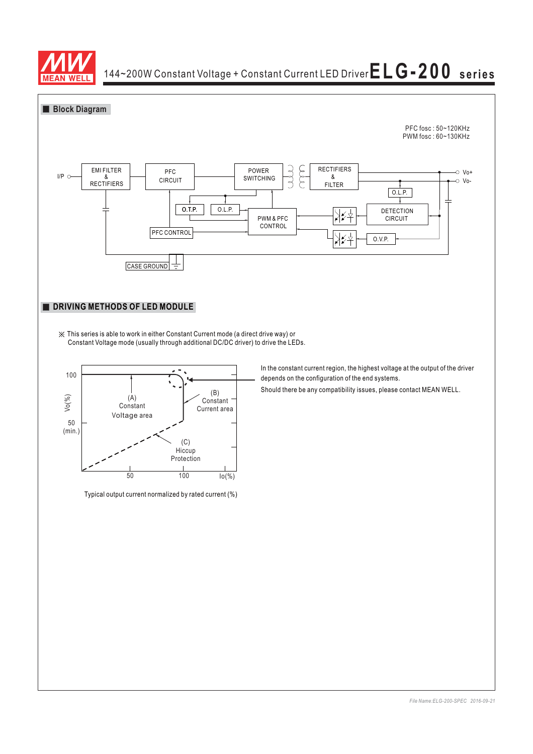## Block Diagram

PFC fosc : 50~120KHz
PWM fosc : 60~130KHz

I/P, EMI FILTER & RECTIFIERS, PFC CIRCUIT, POWER SWITCHING, RECTIFIERS & FILTER, Vo+, Vo-, O.L.P., O.T.P., O.L.P., PWM & PFC CONTROL, DETECTION CIRCUIT, PFC CONTROL, O.V.P., CASE GROUND

## DRIVING METHODS OF LED MODULE

※ This series is able to work in either Constant Current mode (a direct drive way) or Constant Voltage mode (usually through additional DC/DC driver) to drive the LEDs.

Vo(%): 100, 50 (min.)

(A) Constant Voltage area

(B) Constant Current area

(C) Hiccup Protection

Io(%): 50, 100

Typical output current normalized by rated current (%)

In the constant current region, the highest voltage at the output of the driver depends on the configuration of the end systems.

Should there be any compatibility issues, please contact MEAN WELL.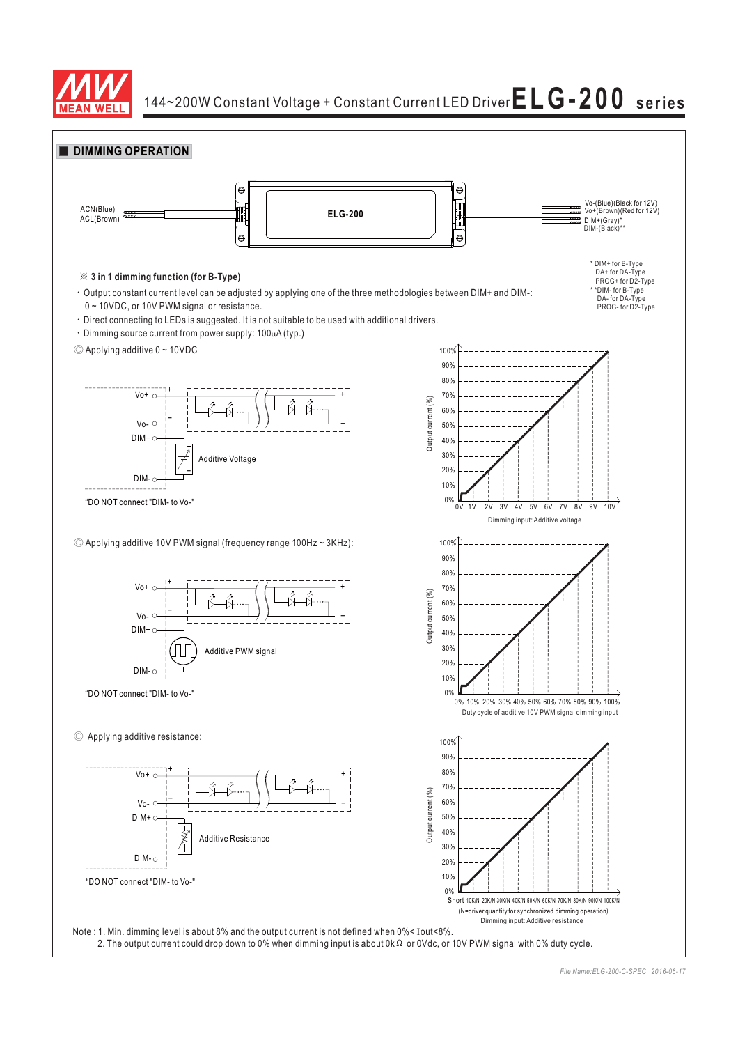## DIMMING OPERATION

ACN(Blue)
ACL(Brown)

ELG-200

Vo-(Blue)(Black for 12V)
Vo+(Brown)(Red for 12V)
DIM+(Gray)*
DIM-(Black)**

\* DIM+ for B-Type
DA+ for DA-Type
PROG+ for D2-Type
\*\*DIM- for B-Type
DA- for DA-Type
PROG- for D2-Type

※ **3 in 1 dimming function (for B-Type)**

- Output constant current level can be adjusted by applying one of the three methodologies between DIM+ and DIM-: 0 ~ 10VDC, or 10V PWM signal or resistance.
- Direct connecting to LEDs is suggested. It is not suitable to be used with additional drivers.
- Dimming source current from power supply: 100μA (typ.)

◎ Applying additive 0 ~ 10VDC

Vo+, Vo-, DIM+, DIM-, Additive Voltage

"DO NOT connect "DIM- to Vo-"

Output current (%): 0% ~ 100%
0V 1V 2V 3V 4V 5V 6V 7V 8V 9V 10V
Dimming input: Additive voltage

◎ Applying additive 10V PWM signal (frequency range 100Hz ~ 3KHz):

Vo+, Vo-, DIM+, DIM-, Additive PWM signal

"DO NOT connect "DIM- to Vo-"

Output current (%): 0% ~ 100%
0% 10% 20% 30% 40% 50% 60% 70% 80% 90% 100%
Duty cycle of additive 10V PWM signal dimming input

◎ Applying additive resistance:

Vo+, Vo-, DIM+, DIM-, Additive Resistance

"DO NOT connect "DIM- to Vo-"

Output current (%): 0% ~ 100%
Short 10K/N 20K/N 30K/N 40K/N 50K/N 60K/N 70K/N 80K/N 90K/N 100K/N
(N=driver quantity for synchronized dimming operation)
Dimming input: Additive resistance

Note : 1. Min. dimming level is about 8% and the output current is not defined when 0%< Iout<8%.
2. The output current could drop down to 0% when dimming input is about 0kΩ or 0Vdc, or 10V PWM signal with 0% duty cycle.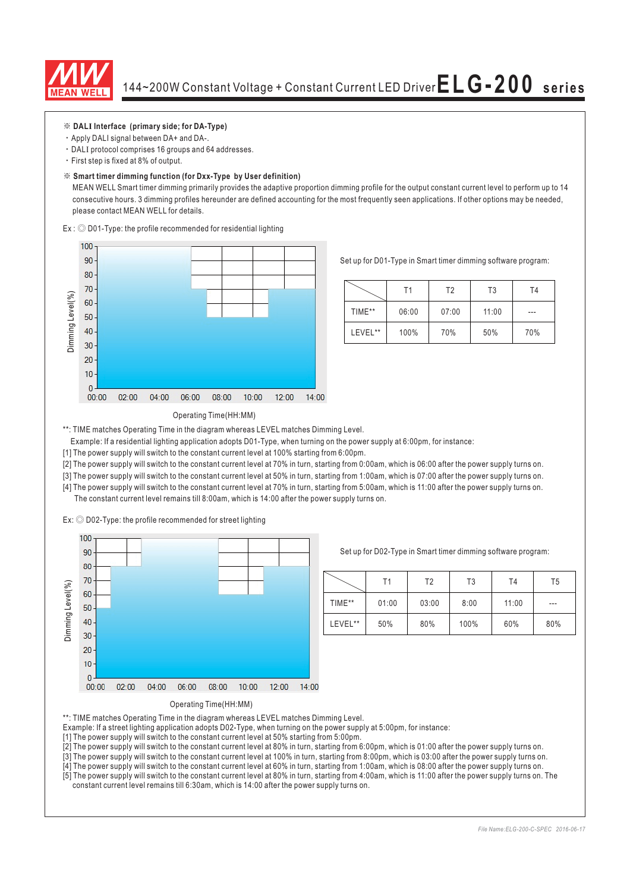※ **DALI Interface (primary side; for DA-Type)**

- Apply DALI signal between DA+ and DA-.
- DALI protocol comprises 16 groups and 64 addresses.
- First step is fixed at 8% of output.

※ **Smart timer dimming function (for Dxx-Type by User definition)**

MEAN WELL Smart timer dimming primarily provides the adaptive proportion dimming profile for the output constant current level to perform up to 14 consecutive hours. 3 dimming profiles hereunder are defined accounting for the most frequently seen applications. If other options may be needed, please contact MEAN WELL for details.

Ex : ◎ D01-Type: the profile recommended for residential lighting

Set up for D01-Type in Smart timer dimming software program:

| | T1 | T2 | T3 | T4 |
|---|---|---|---|---|
| TIME** | 06:00 | 07:00 | 11:00 | --- |
| LEVEL** | 100% | 70% | 50% | 70% |

**: TIME matches Operating Time in the diagram whereas LEVEL matches Dimming Level.

Example: If a residential lighting application adopts D01-Type, when turning on the power supply at 6:00pm, for instance:

[1] The power supply will switch to the constant current level at 100% starting from 6:00pm.
[2] The power supply will switch to the constant current level at 70% in turn, starting from 0:00am, which is 06:00 after the power supply turns on.
[3] The power supply will switch to the constant current level at 50% in turn, starting from 1:00am, which is 07:00 after the power supply turns on.
[4] The power supply will switch to the constant current level at 70% in turn, starting from 5:00am, which is 11:00 after the power supply turns on. The constant current level remains till 8:00am, which is 14:00 after the power supply turns on.

Ex: ◎ D02-Type: the profile recommended for street lighting

Set up for D02-Type in Smart timer dimming software program:

| | T1 | T2 | T3 | T4 | T5 |
|---|---|---|---|---|---|
| TIME** | 01:00 | 03:00 | 8:00 | 11:00 | --- |
| LEVEL** | 50% | 80% | 100% | 60% | 80% |

**: TIME matches Operating Time in the diagram whereas LEVEL matches Dimming Level.

Example: If a street lighting application adopts D02-Type, when turning on the power supply at 5:00pm, for instance:

[1] The power supply will switch to the constant current level at 50% starting from 5:00pm.
[2] The power supply will switch to the constant current level at 80% in turn, starting from 6:00pm, which is 01:00 after the power supply turns on.
[3] The power supply will switch to the constant current level at 100% in turn, starting from 8:00pm, which is 03:00 after the power supply turns on.
[4] The power supply will switch to the constant current level at 60% in turn, starting from 1:00am, which is 08:00 after the power supply turns on.
[5] The power supply will switch to the constant current level at 80% in turn, starting from 4:00am, which is 11:00 after the power supply turns on. The constant current level remains till 6:30am, which is 14:00 after the power supply turns on.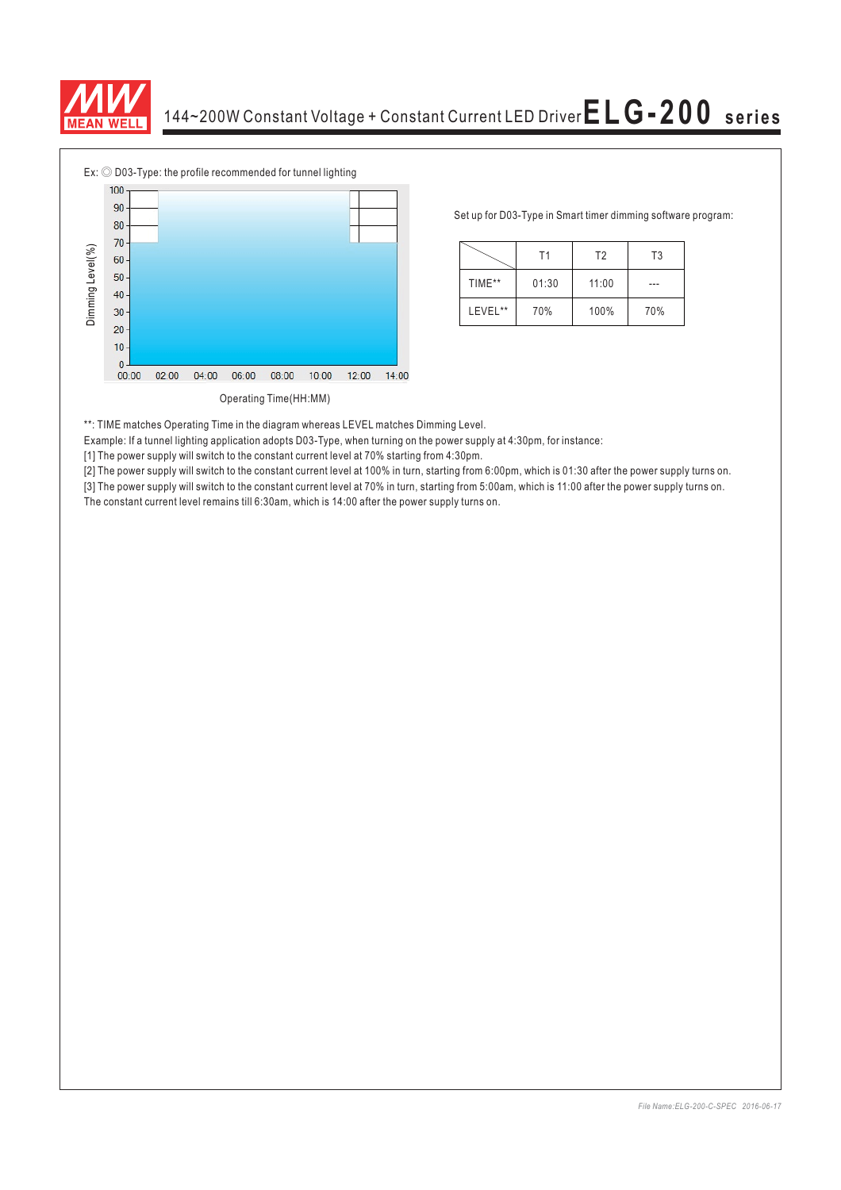Ex: ◎ D03-Type: the profile recommended for tunnel lighting

Set up for D03-Type in Smart timer dimming software program:

| | T1 | T2 | T3 |
|---|---|---|---|
| TIME** | 01:30 | 11:00 | --- |
| LEVEL** | 70% | 100% | 70% |

**: TIME matches Operating Time in the diagram whereas LEVEL matches Dimming Level.

Example: If a tunnel lighting application adopts D03-Type, when turning on the power supply at 4:30pm, for instance:

[1] The power supply will switch to the constant current level at 70% starting from 4:30pm.

[2] The power supply will switch to the constant current level at 100% in turn, starting from 6:00pm, which is 01:30 after the power supply turns on.

[3] The power supply will switch to the constant current level at 70% in turn, starting from 5:00am, which is 11:00 after the power supply turns on.

The constant current level remains till 6:30am, which is 14:00 after the power supply turns on.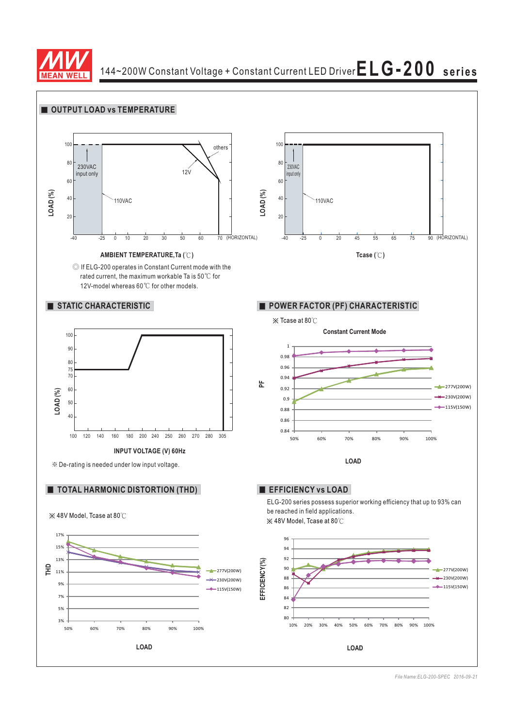## OUTPUT LOAD vs TEMPERATURE

LOAD (%)

100, 80, 60, 40, 20

230VAC input only

12V

others

110VAC

-40, -25, 0, 10, 20, 30, 50, 60, 70 (HORIZONTAL)

**AMBIENT TEMPERATURE,Ta (℃)**

◎ If ELG-200 operates in Constant Current mode with the rated current, the maximum workable Ta is 50℃ for 12V-model whereas 60℃ for other models.

LOAD (%)

100, 80, 60, 40, 20

230VAC input only

110VAC

-40, -25, 0, 20, 45, 55, 65, 75, 90 (HORIZONTAL)

**Tcase (℃)**

## STATIC CHARACTERISTIC

LOAD (%)

100, 90, 80, 75, 70, 60, 50, 40

100, 120, 140, 160, 180, 200, 240, 250, 260, 270, 280, 305

**INPUT VOLTAGE (V) 60Hz**

※ De-rating is needed under low input voltage.

## POWER FACTOR (PF) CHARACTERISTIC

※ Tcase at 80℃

**Constant Current Mode**

PF

1, 0.98, 0.96, 0.94, 0.92, 0.9, 0.88, 0.86, 0.84

50%, 60%, 70%, 80%, 90%, 100%

277V(200W)

230V(200W)

115V(150W)

**LOAD**

## TOTAL HARMONIC DISTORTION (THD)

※ 48V Model, Tcase at 80℃

THD

17%, 15%, 13%, 11%, 9%, 7%, 5%, 3%

50%, 60%, 70%, 80%, 90%, 100%

277V(200W)

230V(200W)

115V(150W)

**LOAD**

## EFFICIENCY vs LOAD

ELG-200 series possess superior working efficiency that up to 93% can be reached in field applications.

※ 48V Model, Tcase at 80℃

EFFICIENCY(%)

96, 94, 92, 90, 88, 86, 84, 82, 80

10%, 20%, 30%, 40%, 50%, 60%, 70%, 80%, 90%, 100%

277V(200W)

230V(200W)

115V(150W)

**LOAD**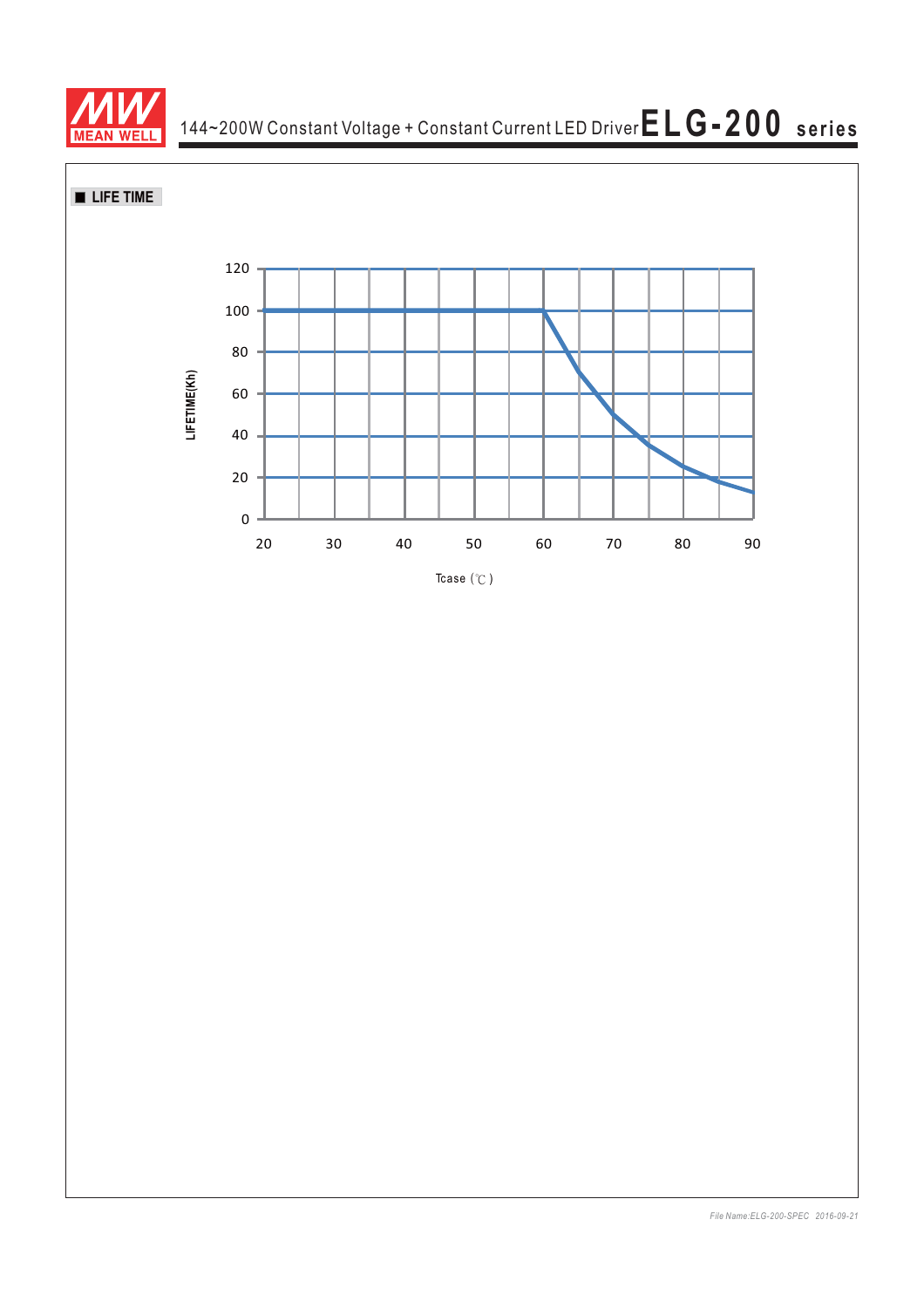## LIFE TIME

LIFETIME(Kh)

120
100
80
60
40
20
0

20 30 40 50 60 70 80 90

Tcase (℃)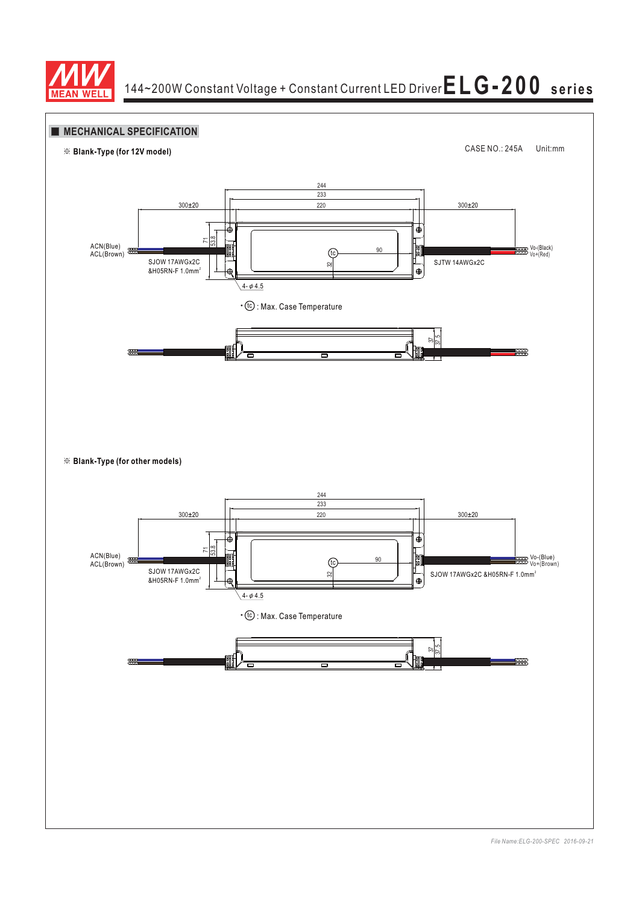## MECHANICAL SPECIFICATION

CASE NO.: 245A Unit:mm

※ **Blank-Type (for 12V model)**

244
233
220
300±20
300±20
71
53.8
90
32
ACN(Blue)
ACL(Brown)
SJOW 17AWGx2C
&H05RN-F 1.0mm²
SJTW 14AWGx2C
Vo-(Black)
Vo+(Red)
4-φ4.5

• (tc) : Max. Case Temperature

37
37.5

※ **Blank-Type (for other models)**

244
233
220
300±20
300±20
71
53.8
90
32
ACN(Blue)
ACL(Brown)
SJOW 17AWGx2C
&H05RN-F 1.0mm²
SJOW 17AWGx2C &H05RN-F 1.0mm²
Vo-(Blue)
Vo+(Brown)
4-φ4.5

• (tc) : Max. Case Temperature

37
37.5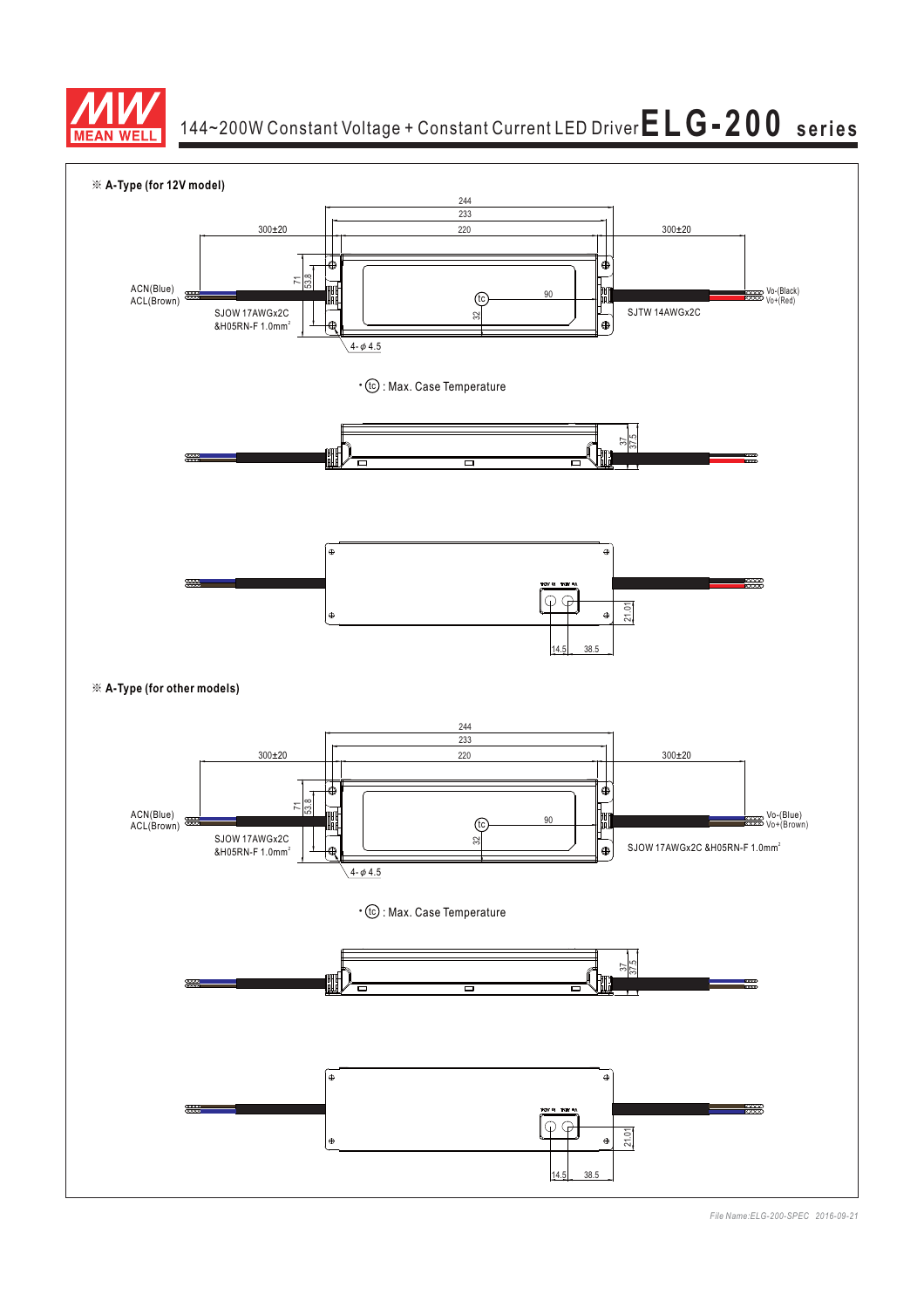※ **A-Type (for 12V model)**

244
233
220
300±20
300±20

ACN(Blue)
ACL(Brown)

71
53.8

SJOW 17AWGx2C
&H05RN-F 1.0mm²

tc

90

32

Vo-(Black)
Vo+(Red)

SJTW 14AWGx2C

4-ϕ4.5

• tc : Max. Case Temperature

37
37.5

21.01

14.5
38.5

※ **A-Type (for other models)**

244
233
220
300±20
300±20

ACN(Blue)
ACL(Brown)

71
53.8

SJOW 17AWGx2C
&H05RN-F 1.0mm²

tc

90

32

Vo-(Blue)
Vo+(Brown)

SJOW 17AWGx2C &H05RN-F 1.0mm²

4-ϕ4.5

• tc : Max. Case Temperature

37
37.5

21.01

14.5
38.5

*File Name:ELG-200-SPEC 2016-09-21*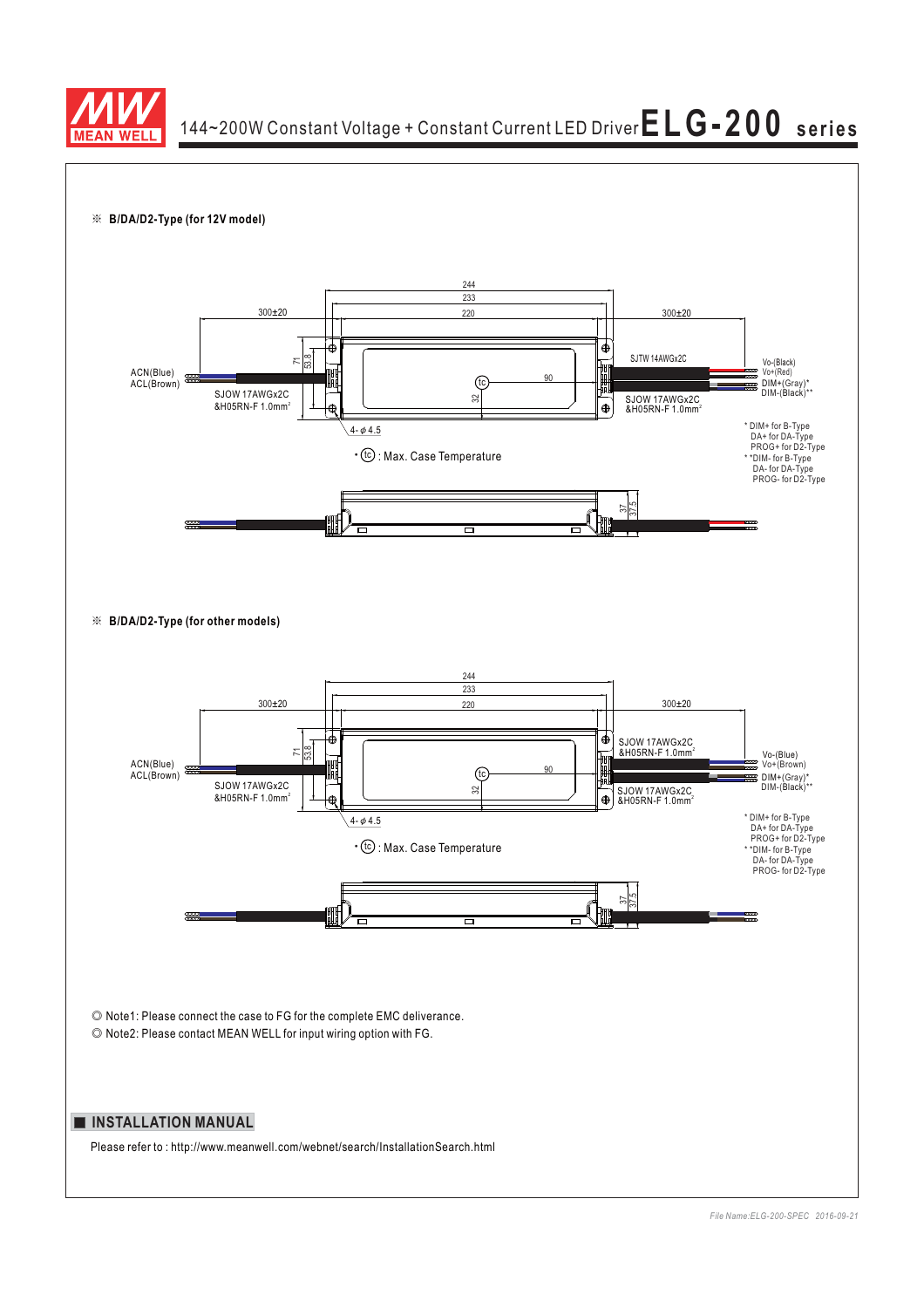※ **B/DA/D2-Type (for 12V model)**

244
233
220
300±20
300±20
71
53.8
ACN(Blue)
ACL(Brown)
SJOW 17AWGx2C
&H05RN-F 1.0mm²
tc
90
32
SJTW 14AWGx2C
SJOW 17AWGx2C
&H05RN-F 1.0mm²
Vo-(Black)
Vo+(Red)
DIM+(Gray)*
DIM-(Black)**
4- φ 4.5
* DIM+ for B-Type
DA+ for DA-Type
PROG+ for D2-Type
* *DIM- for B-Type
DA- for DA-Type
PROG- for D2-Type
• tc : Max. Case Temperature
37
37.5

※ **B/DA/D2-Type (for other models)**

244
233
220
300±20
300±20
71
53.8
ACN(Blue)
ACL(Brown)
SJOW 17AWGx2C
&H05RN-F 1.0mm²
tc
90
32
SJOW 17AWGx2C
&H05RN-F 1.0mm²
SJOW 17AWGx2C
&H05RN-F 1.0mm²
Vo-(Blue)
Vo+(Brown)
DIM+(Gray)*
DIM-(Black)**
4- φ 4.5
* DIM+ for B-Type
DA+ for DA-Type
PROG+ for D2-Type
* *DIM- for B-Type
DA- for DA-Type
PROG- for D2-Type
• tc : Max. Case Temperature
37
37.5

◎ Note1: Please connect the case to FG for the complete EMC deliverance.
◎ Note2: Please contact MEAN WELL for input wiring option with FG.

## INSTALLATION MANUAL

Please refer to : http://www.meanwell.com/webnet/search/InstallationSearch.html